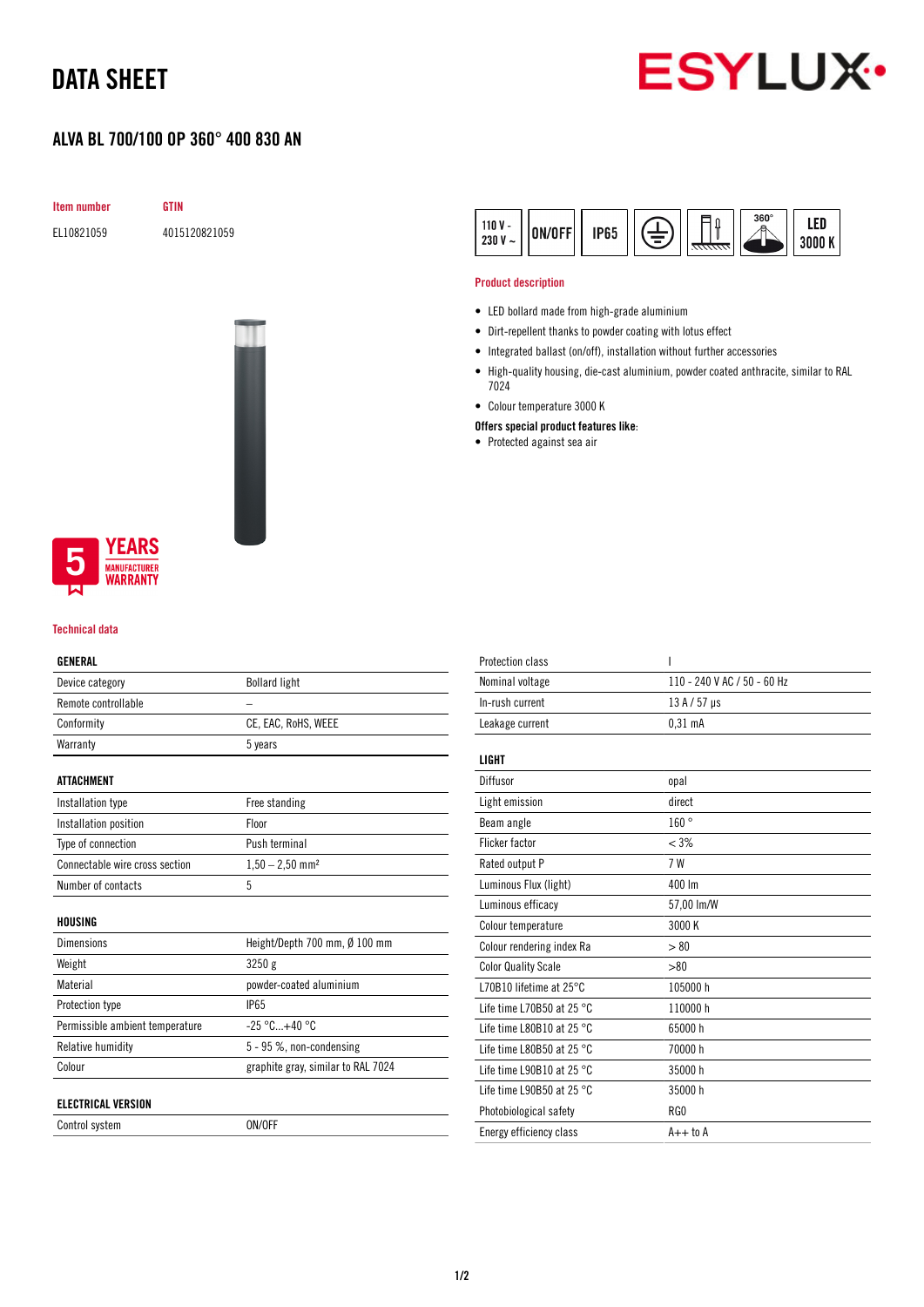# DATA SHEET

ESYLUX

## ALVA BL 700/100 OP 360° 400 830 AN

| Item number | GTIN |
|---|---|
| EL10821059 | 4015120821059 |

110 V - 230 V ~ | ON/OFF | IP65 | 360° | LED 3000 K

5 YEARS MANUFACTURER WARRANTY

### Product description

- LED bollard made from high-grade aluminium
- Dirt-repellent thanks to powder coating with lotus effect
- Integrated ballast (on/off), installation without further accessories
- High-quality housing, die-cast aluminium, powder coated anthracite, similar to RAL 7024
- Colour temperature 3000 K

**Offers special product features like:**

- Protected against sea air

### Technical data

| GENERAL | |
|---|---|
| Device category | Bollard light |
| Remote controllable | – |
| Conformity | CE, EAC, RoHS, WEEE |
| Warranty | 5 years |

| ATTACHMENT | |
|---|---|
| Installation type | Free standing |
| Installation position | Floor |
| Type of connection | Push terminal |
| Connectable wire cross section | 1,50 – 2,50 mm² |
| Number of contacts | 5 |

| HOUSING | |
|---|---|
| Dimensions | Height/Depth 700 mm, Ø 100 mm |
| Weight | 3250 g |
| Material | powder-coated aluminium |
| Protection type | IP65 |
| Permissible ambient temperature | -25 °C...+40 °C |
| Relative humidity | 5 - 95 %, non-condensing |
| Colour | graphite gray, similar to RAL 7024 |

| ELECTRICAL VERSION | |
|---|---|
| Control system | ON/OFF |
| Protection class | I |
| Nominal voltage | 110 - 240 V AC / 50 - 60 Hz |
| In-rush current | 13 A / 57 µs |
| Leakage current | 0,31 mA |

| LIGHT | |
|---|---|
| Diffusor | opal |
| Light emission | direct |
| Beam angle | 160 ° |
| Flicker factor | < 3% |
| Rated output P | 7 W |
| Luminous Flux (light) | 400 lm |
| Luminous efficacy | 57,00 lm/W |
| Colour temperature | 3000 K |
| Colour rendering index Ra | > 80 |
| Color Quality Scale | >80 |
| L70B10 lifetime at 25°C | 105000 h |
| Life time L70B50 at 25 °C | 110000 h |
| Life time L80B10 at 25 °C | 65000 h |
| Life time L80B50 at 25 °C | 70000 h |
| Life time L90B10 at 25 °C | 35000 h |
| Life time L90B50 at 25 °C | 35000 h |
| Photobiological safety | RG0 |
| Energy efficiency class | A++ to A |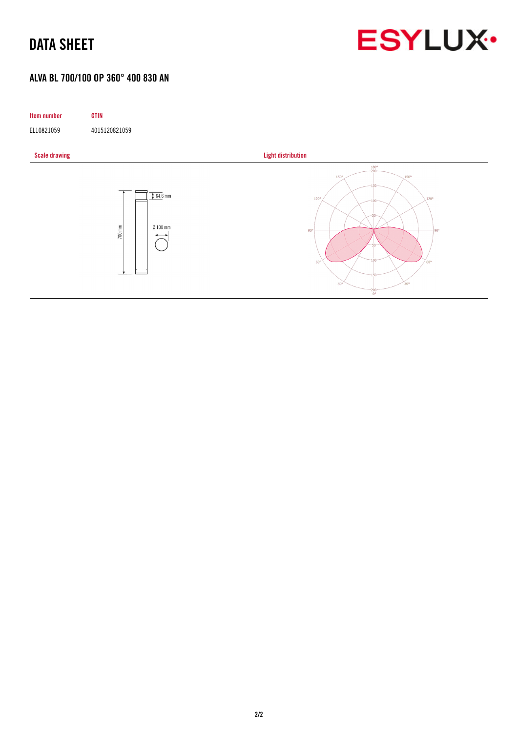# DATA SHEET

ESYLUX

## ALVA BL 700/100 OP 360° 400 830 AN

| Item number | GTIN |
| --- | --- |
| EL10821059 | 4015120821059 |

**Scale drawing**

64,6 mm
Ø 100 mm
700 mm

**Light distribution**

180°
200
150°
150°
150
120°
120°
100
50
90°
90°
50
60°
60°
100
150
30°
30°
200
0°